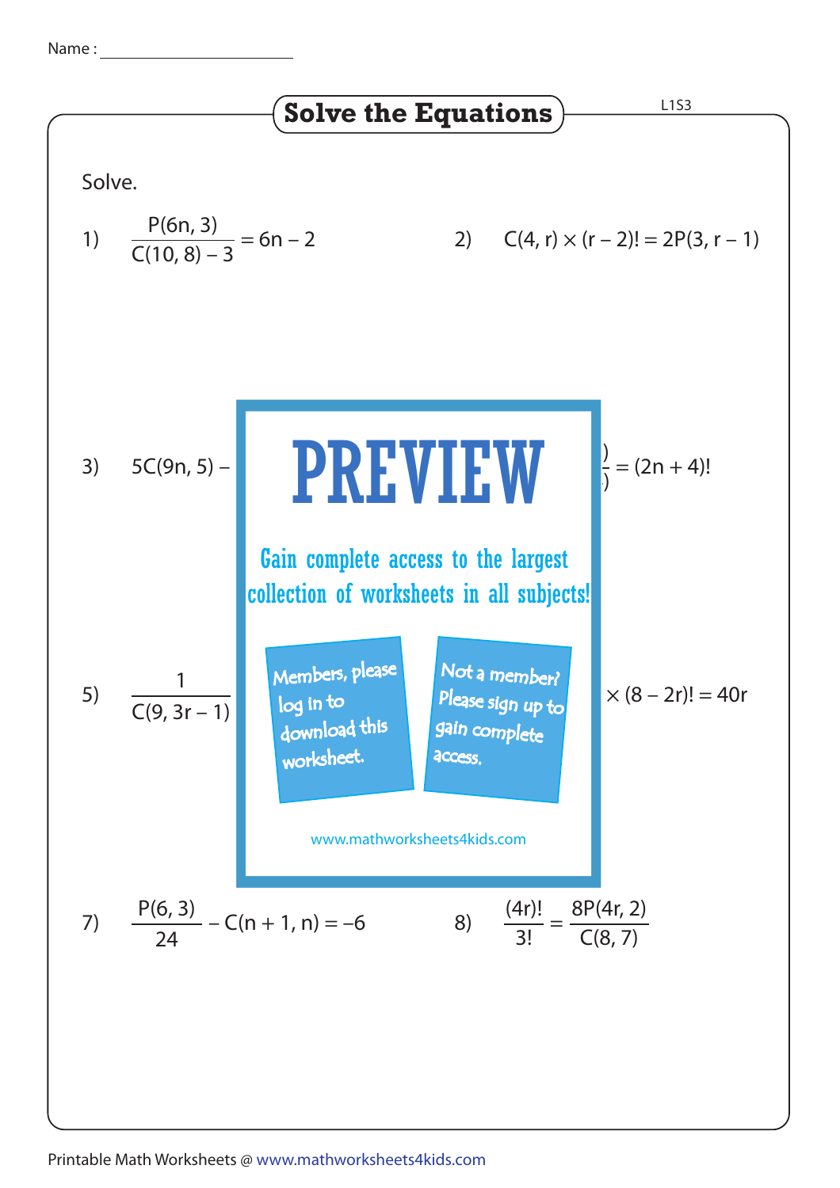Name :

# Solve the Equations

L1S3

Solve.

1) $\dfrac{P(6n, 3)}{C(10, 8) - 3} = 6n - 2$

2) $C(4, r) \times (r - 2)! = 2P(3, r - 1)$

3) $5C(9n, 5) -$

$= (2n + 4)!$

# PREVIEW

Gain complete access to the largest collection of worksheets in all subjects!

Members, please log in to download this worksheet.

Not a member? Please sign up to gain complete access.

www.mathworksheets4kids.com

5) $\dfrac{1}{C(9, 3r - 1)}$

$\times (8 - 2r)! = 40r$

7) $\dfrac{P(6, 3)}{24} - C(n + 1, n) = -6$

8) $\dfrac{(4r)!}{3!} = \dfrac{8P(4r, 2)}{C(8, 7)}$

Printable Math Worksheets @ www.mathworksheets4kids.com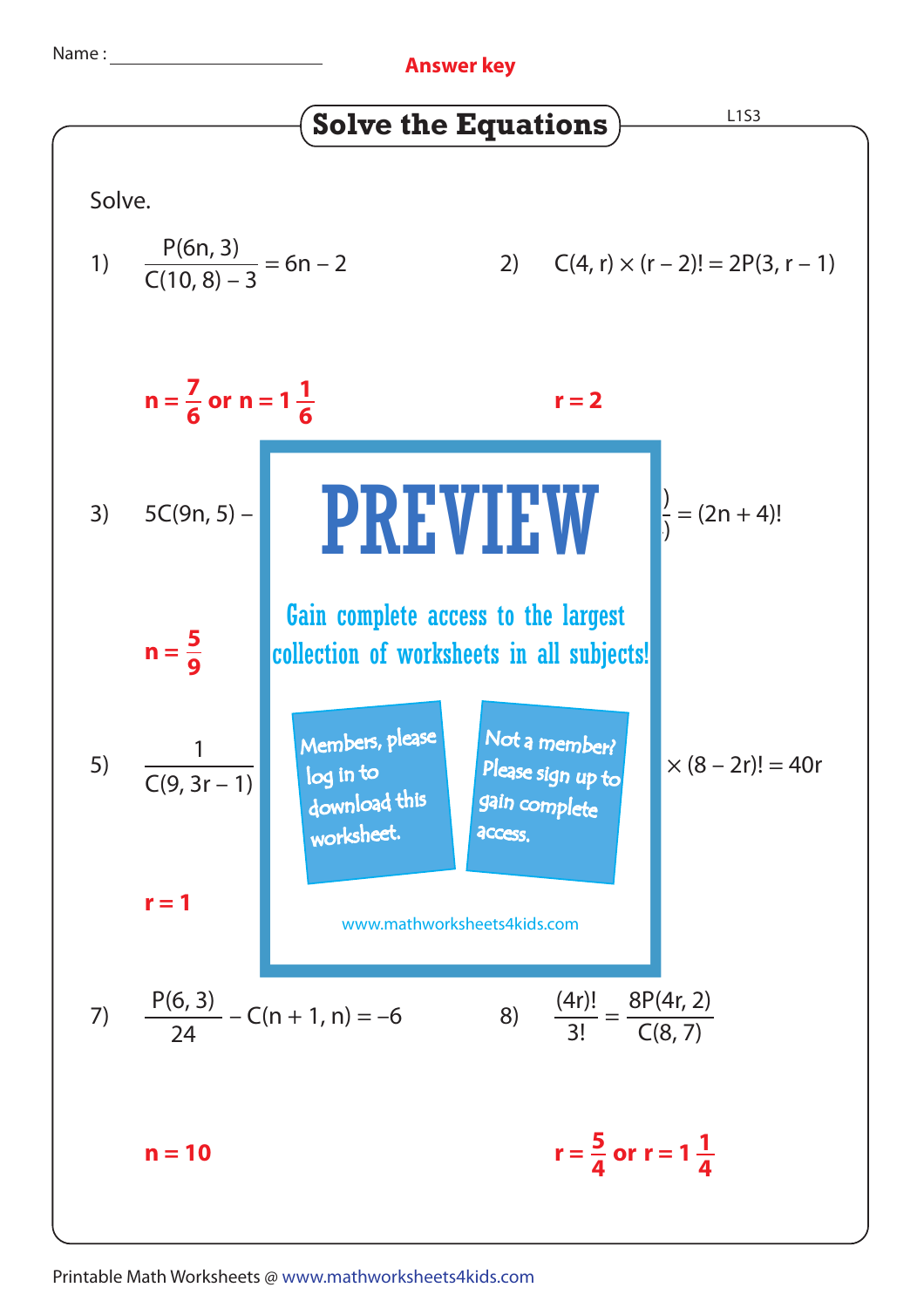Name : ____________________

**Answer key**

# Solve the Equations

L1S3

Solve.

1) $\dfrac{P(6n, 3)}{C(10, 8) - 3} = 6n - 2$

**$n = \frac{7}{6}$ or $n = 1\frac{1}{6}$**

2) $C(4, r) \times (r - 2)! = 2P(3, r - 1)$

**$r = 2$**

3) $5C(9n, 5) -$

**$n = \frac{5}{9}$**

4) $= (2n + 4)!$

5) $\dfrac{1}{C(9, 3r - 1)}$

**$r = 1$**

6) $\times (8 - 2r)! = 40r$

**PREVIEW**

Gain complete access to the largest collection of worksheets in all subjects!

Members, please log in to download this worksheet.

Not a member? Please sign up to gain complete access.

www.mathworksheets4kids.com

7) $\dfrac{P(6, 3)}{24} - C(n + 1, n) = -6$

**$n = 10$**

8) $\dfrac{(4r)!}{3!} = \dfrac{8P(4r, 2)}{C(8, 7)}$

**$r = \frac{5}{4}$ or $r = 1\frac{1}{4}$**

Printable Math Worksheets @ www.mathworksheets4kids.com